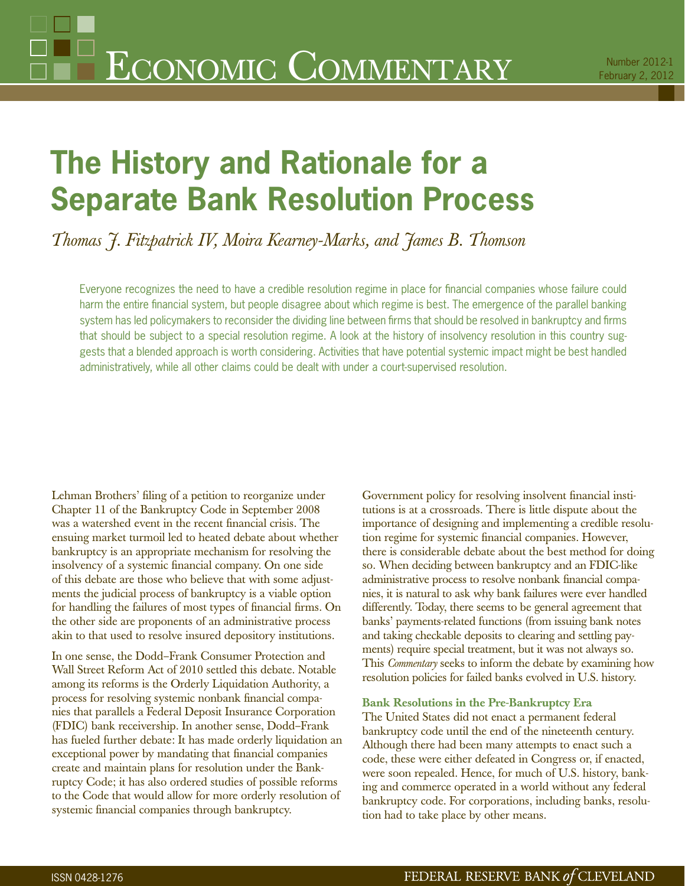# The History and Rationale for a Separate Bank Resolution Process

*Thomas J. Fitzpatrick IV, Moira Kearney-Marks, and James B. Thomson*

Everyone recognizes the need to have a credible resolution regime in place for financial companies whose failure could harm the entire financial system, but people disagree about which regime is best. The emergence of the parallel banking system has led policymakers to reconsider the dividing line between firms that should be resolved in bankruptcy and firms that should be subject to a special resolution regime. A look at the history of insolvency resolution in this country suggests that a blended approach is worth considering. Activities that have potential systemic impact might be best handled administratively, while all other claims could be dealt with under a court-supervised resolution.

Lehman Brothers' filing of a petition to reorganize under Chapter 11 of the Bankruptcy Code in September 2008 was a watershed event in the recent financial crisis. The ensuing market turmoil led to heated debate about whether bankruptcy is an appropriate mechanism for resolving the insolvency of a systemic financial company. On one side of this debate are those who believe that with some adjustments the judicial process of bankruptcy is a viable option for handling the failures of most types of financial firms. On the other side are proponents of an administrative process akin to that used to resolve insured depository institutions.

In one sense, the Dodd–Frank Consumer Protection and Wall Street Reform Act of 2010 settled this debate. Notable among its reforms is the Orderly Liquidation Authority, a process for resolving systemic nonbank financial companies that parallels a Federal Deposit Insurance Corporation (FDIC) bank receivership. In another sense, Dodd–Frank has fueled further debate: It has made orderly liquidation an exceptional power by mandating that financial companies create and maintain plans for resolution under the Bankruptcy Code; it has also ordered studies of possible reforms to the Code that would allow for more orderly resolution of systemic financial companies through bankruptcy.

Government policy for resolving insolvent financial institutions is at a crossroads. There is little dispute about the importance of designing and implementing a credible resolution regime for systemic financial companies. However, there is considerable debate about the best method for doing so. When deciding between bankruptcy and an FDIC-like administrative process to resolve nonbank financial companies, it is natural to ask why bank failures were ever handled differently. Today, there seems to be general agreement that banks' payments-related functions (from issuing bank notes and taking checkable deposits to clearing and settling payments) require special treatment, but it was not always so. This *Commentary* seeks to inform the debate by examining how resolution policies for failed banks evolved in U.S. history.

### Bank Resolutions in the Pre-Bankruptcy Era

The United States did not enact a permanent federal bankruptcy code until the end of the nineteenth century. Although there had been many attempts to enact such a code, these were either defeated in Congress or, if enacted, were soon repealed. Hence, for much of U.S. history, banking and commerce operated in a world without any federal bankruptcy code. For corporations, including banks, resolution had to take place by other means.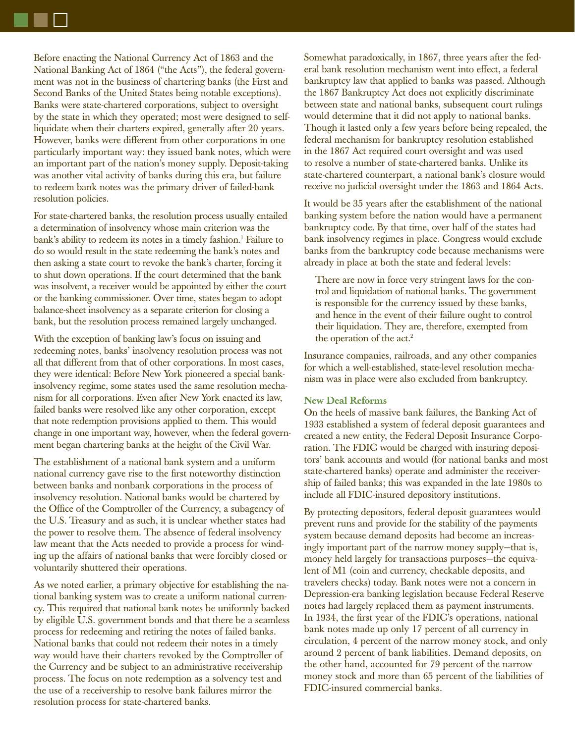Before enacting the National Currency Act of 1863 and the National Banking Act of 1864 ("the Acts"), the federal government was not in the business of chartering banks (the First and Second Banks of the United States being notable exceptions). Banks were state-chartered corporations, subject to oversight by the state in which they operated; most were designed to self-liquidate when their charters expired, generally after 20 years. However, banks were different from other corporations in one particularly important way: they issued bank notes, which were an important part of the nation's money supply. Deposit-taking was another vital activity of banks during this era, but failure to redeem bank notes was the primary driver of failed-bank resolution policies.

For state-chartered banks, the resolution process usually entailed a determination of insolvency whose main criterion was the bank's ability to redeem its notes in a timely fashion.[1] Failure to do so would result in the state redeeming the bank's notes and then asking a state court to revoke the bank's charter, forcing it to shut down operations. If the court determined that the bank was insolvent, a receiver would be appointed by either the court or the banking commissioner. Over time, states began to adopt balance-sheet insolvency as a separate criterion for closing a bank, but the resolution process remained largely unchanged.

With the exception of banking law's focus on issuing and redeeming notes, banks' insolvency resolution process was not all that different from that of other corporations. In most cases, they were identical: Before New York pioneered a special bank-insolvency regime, some states used the same resolution mechanism for all corporations. Even after New York enacted its law, failed banks were resolved like any other corporation, except that note redemption provisions applied to them. This would change in one important way, however, when the federal government began chartering banks at the height of the Civil War.

The establishment of a national bank system and a uniform national currency gave rise to the first noteworthy distinction between banks and nonbank corporations in the process of insolvency resolution. National banks would be chartered by the Office of the Comptroller of the Currency, a subagency of the U.S. Treasury and as such, it is unclear whether states had the power to resolve them. The absence of federal insolvency law meant that the Acts needed to provide a process for winding up the affairs of national banks that were forcibly closed or voluntarily shuttered their operations.

As we noted earlier, a primary objective for establishing the national banking system was to create a uniform national currency. This required that national bank notes be uniformly backed by eligible U.S. government bonds and that there be a seamless process for redeeming and retiring the notes of failed banks. National banks that could not redeem their notes in a timely way would have their charters revoked by the Comptroller of the Currency and be subject to an administrative receivership process. The focus on note redemption as a solvency test and the use of a receivership to resolve bank failures mirror the resolution process for state-chartered banks.

Somewhat paradoxically, in 1867, three years after the federal bank resolution mechanism went into effect, a federal bankruptcy law that applied to banks was passed. Although the 1867 Bankruptcy Act does not explicitly discriminate between state and national banks, subsequent court rulings would determine that it did not apply to national banks. Though it lasted only a few years before being repealed, the federal mechanism for bankruptcy resolution established in the 1867 Act required court oversight and was used to resolve a number of state-chartered banks. Unlike its state-chartered counterpart, a national bank's closure would receive no judicial oversight under the 1863 and 1864 Acts.

It would be 35 years after the establishment of the national banking system before the nation would have a permanent bankruptcy code. By that time, over half of the states had bank insolvency regimes in place. Congress would exclude banks from the bankruptcy code because mechanisms were already in place at both the state and federal levels:

> There are now in force very stringent laws for the control and liquidation of national banks. The government is responsible for the currency issued by these banks, and hence in the event of their failure ought to control their liquidation. They are, therefore, exempted from the operation of the act.[2]

Insurance companies, railroads, and any other companies for which a well-established, state-level resolution mechanism was in place were also excluded from bankruptcy.

### New Deal Reforms

On the heels of massive bank failures, the Banking Act of 1933 established a system of federal deposit guarantees and created a new entity, the Federal Deposit Insurance Corporation. The FDIC would be charged with insuring depositors' bank accounts and would (for national banks and most state-chartered banks) operate and administer the receivership of failed banks; this was expanded in the late 1980s to include all FDIC-insured depository institutions.

By protecting depositors, federal deposit guarantees would prevent runs and provide for the stability of the payments system because demand deposits had become an increasingly important part of the narrow money supply—that is, money held largely for transactions purposes—the equivalent of M1 (coin and currency, checkable deposits, and travelers checks) today. Bank notes were not a concern in Depression-era banking legislation because Federal Reserve notes had largely replaced them as payment instruments. In 1934, the first year of the FDIC's operations, national bank notes made up only 17 percent of all currency in circulation, 4 percent of the narrow money stock, and only around 2 percent of bank liabilities. Demand deposits, on the other hand, accounted for 79 percent of the narrow money stock and more than 65 percent of the liabilities of FDIC-insured commercial banks.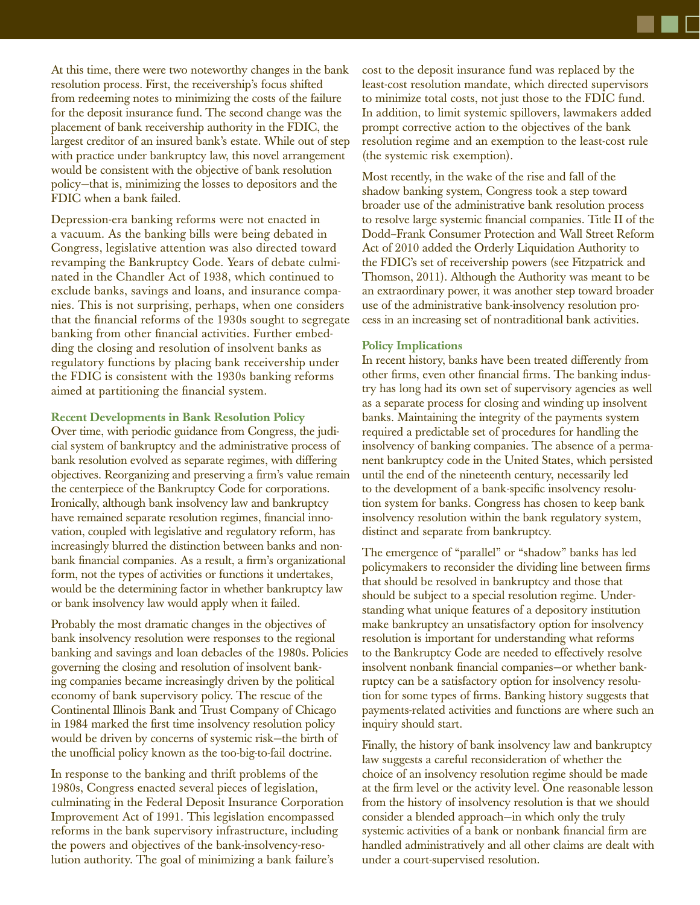At this time, there were two noteworthy changes in the bank resolution process. First, the receivership's focus shifted from redeeming notes to minimizing the costs of the failure for the deposit insurance fund. The second change was the placement of bank receivership authority in the FDIC, the largest creditor of an insured bank's estate. While out of step with practice under bankruptcy law, this novel arrangement would be consistent with the objective of bank resolution policy—that is, minimizing the losses to depositors and the FDIC when a bank failed.

Depression-era banking reforms were not enacted in a vacuum. As the banking bills were being debated in Congress, legislative attention was also directed toward revamping the Bankruptcy Code. Years of debate culminated in the Chandler Act of 1938, which continued to exclude banks, savings and loans, and insurance companies. This is not surprising, perhaps, when one considers that the financial reforms of the 1930s sought to segregate banking from other financial activities. Further embedding the closing and resolution of insolvent banks as regulatory functions by placing bank receivership under the FDIC is consistent with the 1930s banking reforms aimed at partitioning the financial system.

### Recent Developments in Bank Resolution Policy

Over time, with periodic guidance from Congress, the judicial system of bankruptcy and the administrative process of bank resolution evolved as separate regimes, with differing objectives. Reorganizing and preserving a firm's value remain the centerpiece of the Bankruptcy Code for corporations. Ironically, although bank insolvency law and bankruptcy have remained separate resolution regimes, financial innovation, coupled with legislative and regulatory reform, has increasingly blurred the distinction between banks and nonbank financial companies. As a result, a firm's organizational form, not the types of activities or functions it undertakes, would be the determining factor in whether bankruptcy law or bank insolvency law would apply when it failed.

Probably the most dramatic changes in the objectives of bank insolvency resolution were responses to the regional banking and savings and loan debacles of the 1980s. Policies governing the closing and resolution of insolvent banking companies became increasingly driven by the political economy of bank supervisory policy. The rescue of the Continental Illinois Bank and Trust Company of Chicago in 1984 marked the first time insolvency resolution policy would be driven by concerns of systemic risk—the birth of the unofficial policy known as the too-big-to-fail doctrine.

In response to the banking and thrift problems of the 1980s, Congress enacted several pieces of legislation, culminating in the Federal Deposit Insurance Corporation Improvement Act of 1991. This legislation encompassed reforms in the bank supervisory infrastructure, including the powers and objectives of the bank-insolvency-resolution authority. The goal of minimizing a bank failure's cost to the deposit insurance fund was replaced by the least-cost resolution mandate, which directed supervisors to minimize total costs, not just those to the FDIC fund. In addition, to limit systemic spillovers, lawmakers added prompt corrective action to the objectives of the bank resolution regime and an exemption to the least-cost rule (the systemic risk exemption).

Most recently, in the wake of the rise and fall of the shadow banking system, Congress took a step toward broader use of the administrative bank resolution process to resolve large systemic financial companies. Title II of the Dodd–Frank Consumer Protection and Wall Street Reform Act of 2010 added the Orderly Liquidation Authority to the FDIC's set of receivership powers (see Fitzpatrick and Thomson, 2011). Although the Authority was meant to be an extraordinary power, it was another step toward broader use of the administrative bank-insolvency resolution process in an increasing set of nontraditional bank activities.

### Policy Implications

In recent history, banks have been treated differently from other firms, even other financial firms. The banking industry has long had its own set of supervisory agencies as well as a separate process for closing and winding up insolvent banks. Maintaining the integrity of the payments system required a predictable set of procedures for handling the insolvency of banking companies. The absence of a permanent bankruptcy code in the United States, which persisted until the end of the nineteenth century, necessarily led to the development of a bank-specific insolvency resolution system for banks. Congress has chosen to keep bank insolvency resolution within the bank regulatory system, distinct and separate from bankruptcy.

The emergence of "parallel" or "shadow" banks has led policymakers to reconsider the dividing line between firms that should be resolved in bankruptcy and those that should be subject to a special resolution regime. Understanding what unique features of a depository institution make bankruptcy an unsatisfactory option for insolvency resolution is important for understanding what reforms to the Bankruptcy Code are needed to effectively resolve insolvent nonbank financial companies—or whether bankruptcy can be a satisfactory option for insolvency resolution for some types of firms. Banking history suggests that payments-related activities and functions are where such an inquiry should start.

Finally, the history of bank insolvency law and bankruptcy law suggests a careful reconsideration of whether the choice of an insolvency resolution regime should be made at the firm level or the activity level. One reasonable lesson from the history of insolvency resolution is that we should consider a blended approach—in which only the truly systemic activities of a bank or nonbank financial firm are handled administratively and all other claims are dealt with under a court-supervised resolution.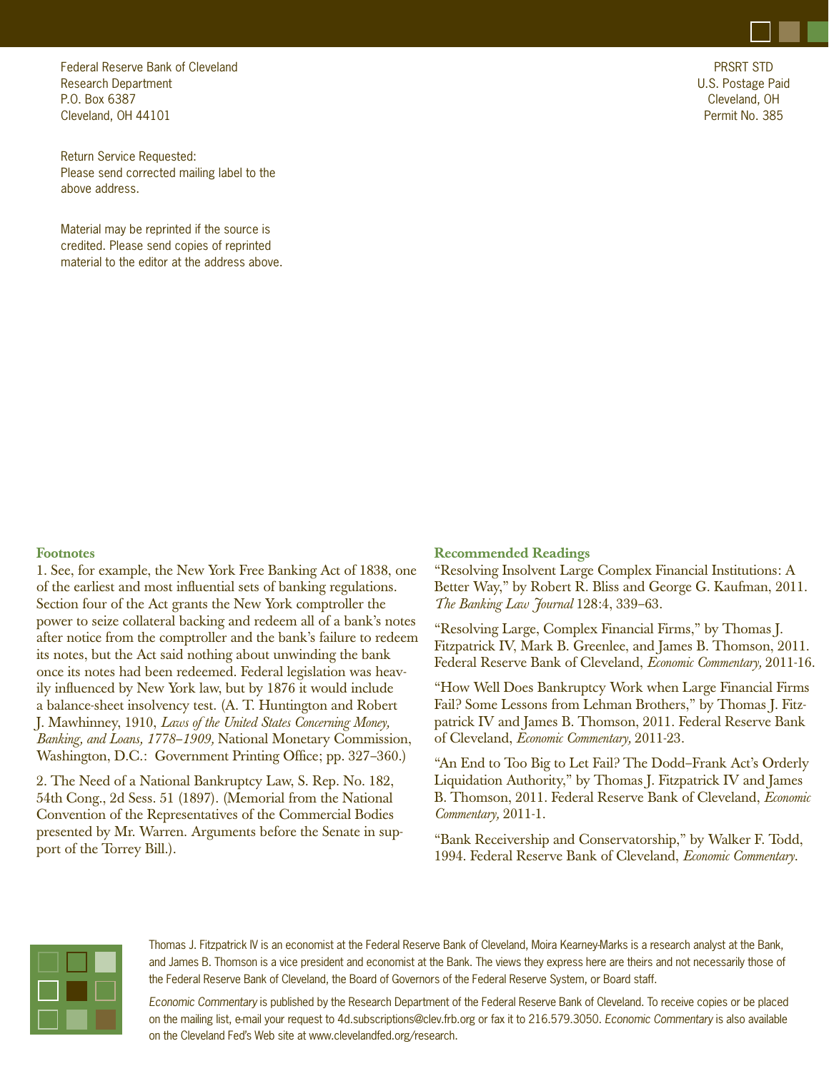Federal Reserve Bank of Cleveland
Research Department
P.O. Box 6387
Cleveland, OH 44101

Return Service Requested:
Please send corrected mailing label to the above address.

Material may be reprinted if the source is credited. Please send copies of reprinted material to the editor at the address above.

PRSRT STD
U.S. Postage Paid
Cleveland, OH
Permit No. 385

**Footnotes**

1. See, for example, the New York Free Banking Act of 1838, one of the earliest and most influential sets of banking regulations. Section four of the Act grants the New York comptroller the power to seize collateral backing and redeem all of a bank's notes after notice from the comptroller and the bank's failure to redeem its notes, but the Act said nothing about unwinding the bank once its notes had been redeemed. Federal legislation was heavily influenced by New York law, but by 1876 it would include a balance-sheet insolvency test. (A. T. Huntington and Robert J. Mawhinney, 1910, *Laws of the United States Concerning Money, Banking, and Loans, 1778–1909,* National Monetary Commission, Washington, D.C.: Government Printing Office; pp. 327–360.)

2. The Need of a National Bankruptcy Law, S. Rep. No. 182, 54th Cong., 2d Sess. 51 (1897). (Memorial from the National Convention of the Representatives of the Commercial Bodies presented by Mr. Warren. Arguments before the Senate in support of the Torrey Bill.).

**Recommended Readings**

"Resolving Insolvent Large Complex Financial Institutions: A Better Way," by Robert R. Bliss and George G. Kaufman, 2011. *The Banking Law Journal* 128:4, 339–63.

"Resolving Large, Complex Financial Firms," by Thomas J. Fitzpatrick IV, Mark B. Greenlee, and James B. Thomson, 2011. Federal Reserve Bank of Cleveland, *Economic Commentary,* 2011-16.

"How Well Does Bankruptcy Work when Large Financial Firms Fail? Some Lessons from Lehman Brothers," by Thomas J. Fitzpatrick IV and James B. Thomson, 2011. Federal Reserve Bank of Cleveland, *Economic Commentary,* 2011-23.

"An End to Too Big to Let Fail? The Dodd–Frank Act's Orderly Liquidation Authority," by Thomas J. Fitzpatrick IV and James B. Thomson, 2011. Federal Reserve Bank of Cleveland, *Economic Commentary,* 2011-1.

"Bank Receivership and Conservatorship," by Walker F. Todd, 1994. Federal Reserve Bank of Cleveland, *Economic Commentary*.

Thomas J. Fitzpatrick IV is an economist at the Federal Reserve Bank of Cleveland, Moira Kearney-Marks is a research analyst at the Bank, and James B. Thomson is a vice president and economist at the Bank. The views they express here are theirs and not necessarily those of the Federal Reserve Bank of Cleveland, the Board of Governors of the Federal Reserve System, or Board staff.

*Economic Commentary* is published by the Research Department of the Federal Reserve Bank of Cleveland. To receive copies or be placed on the mailing list, e-mail your request to 4d.subscriptions@clev.frb.org or fax it to 216.579.3050. *Economic Commentary* is also available on the Cleveland Fed's Web site at www.clevelandfed.org/research.